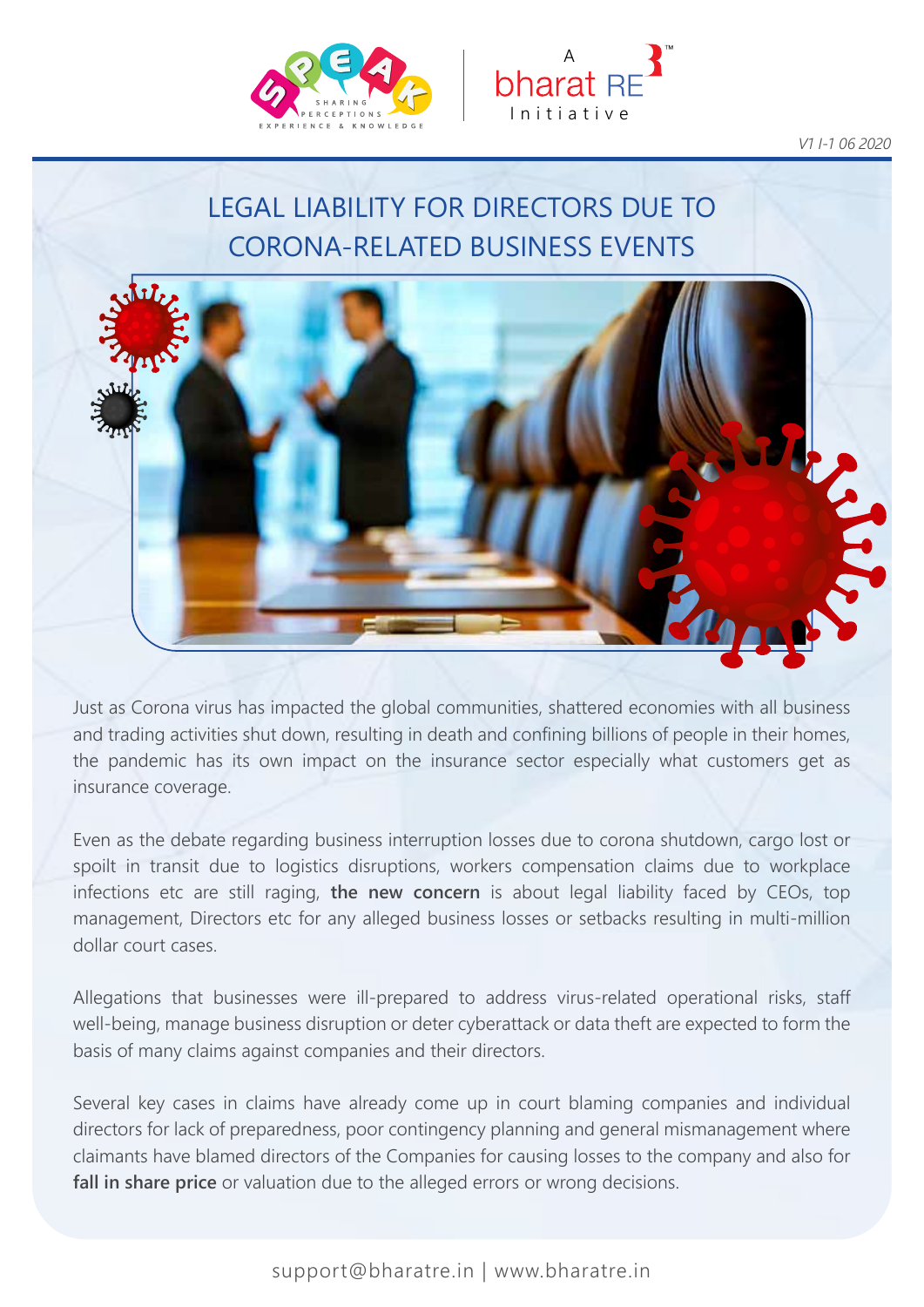V1 I-1 06 2020

# LEGAL LIABILITY FOR DIRECTORS DUE TO CORONA-RELATED BUSINESS EVENTS

Just as Corona virus has impacted the global communities, shattered economies with all business and trading activities shut down, resulting in death and confining billions of people in their homes, the pandemic has its own impact on the insurance sector especially what customers get as insurance coverage.

Even as the debate regarding business interruption losses due to corona shutdown, cargo lost or spoilt in transit due to logistics disruptions, workers compensation claims due to workplace infections etc are still raging, **the new concern** is about legal liability faced by CEOs, top management, Directors etc for any alleged business losses or setbacks resulting in multi-million dollar court cases.

Allegations that businesses were ill-prepared to address virus-related operational risks, staff well-being, manage business disruption or deter cyberattack or data theft are expected to form the basis of many claims against companies and their directors.

Several key cases in claims have already come up in court blaming companies and individual directors for lack of preparedness, poor contingency planning and general mismanagement where claimants have blamed directors of the Companies for causing losses to the company and also for **fall in share price** or valuation due to the alleged errors or wrong decisions.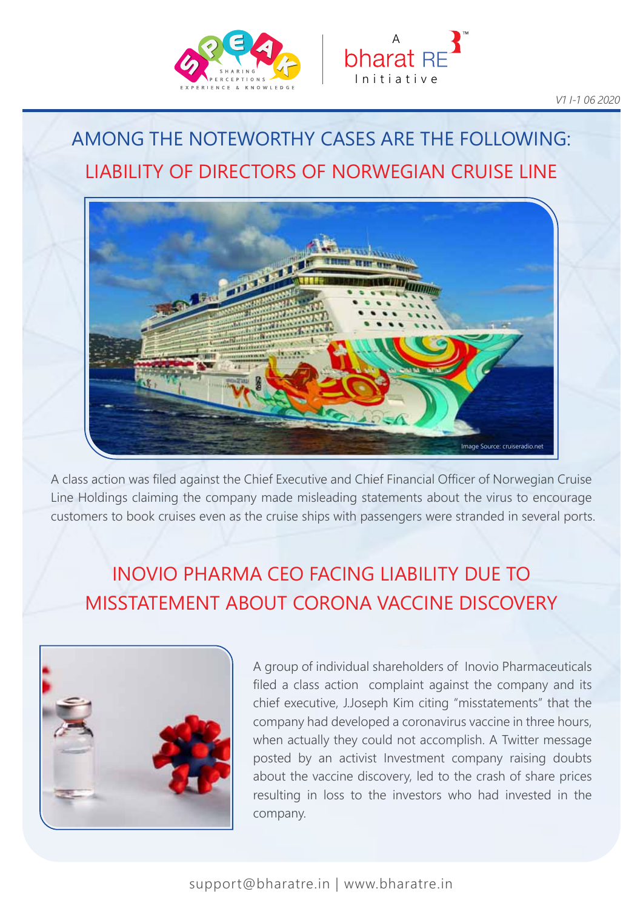## AMONG THE NOTEWORTHY CASES ARE THE FOLLOWING:

## LIABILITY OF DIRECTORS OF NORWEGIAN CRUISE LINE

Image Source: cruiseradio.net

A class action was filed against the Chief Executive and Chief Financial Officer of Norwegian Cruise Line Holdings claiming the company made misleading statements about the virus to encourage customers to book cruises even as the cruise ships with passengers were stranded in several ports.

## INOVIO PHARMA CEO FACING LIABILITY DUE TO MISSTATEMENT ABOUT CORONA VACCINE DISCOVERY

A group of individual shareholders of Inovio Pharmaceuticals filed a class action complaint against the company and its chief executive, J.Joseph Kim citing "misstatements" that the company had developed a coronavirus vaccine in three hours, when actually they could not accomplish. A Twitter message posted by an activist Investment company raising doubts about the vaccine discovery, led to the crash of share prices resulting in loss to the investors who had invested in the company.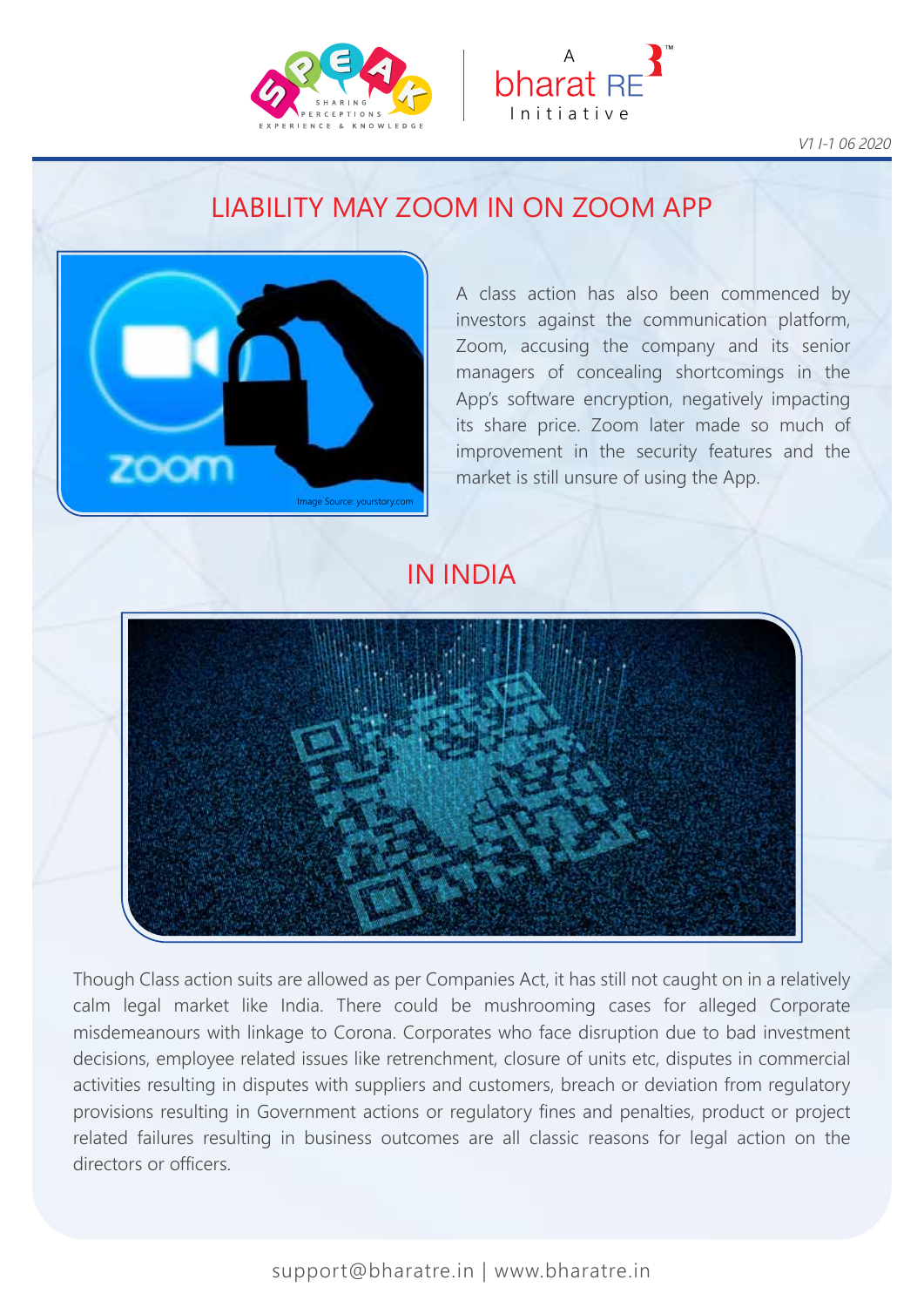## LIABILITY MAY ZOOM IN ON ZOOM APP

Image Source: yourstory.com

A class action has also been commenced by investors against the communication platform, Zoom, accusing the company and its senior managers of concealing shortcomings in the App's software encryption, negatively impacting its share price. Zoom later made so much of improvement in the security features and the market is still unsure of using the App.

## IN INDIA

Though Class action suits are allowed as per Companies Act, it has still not caught on in a relatively calm legal market like India. There could be mushrooming cases for alleged Corporate misdemeanours with linkage to Corona. Corporates who face disruption due to bad investment decisions, employee related issues like retrenchment, closure of units etc, disputes in commercial activities resulting in disputes with suppliers and customers, breach or deviation from regulatory provisions resulting in Government actions or regulatory fines and penalties, product or project related failures resulting in business outcomes are all classic reasons for legal action on the directors or officers.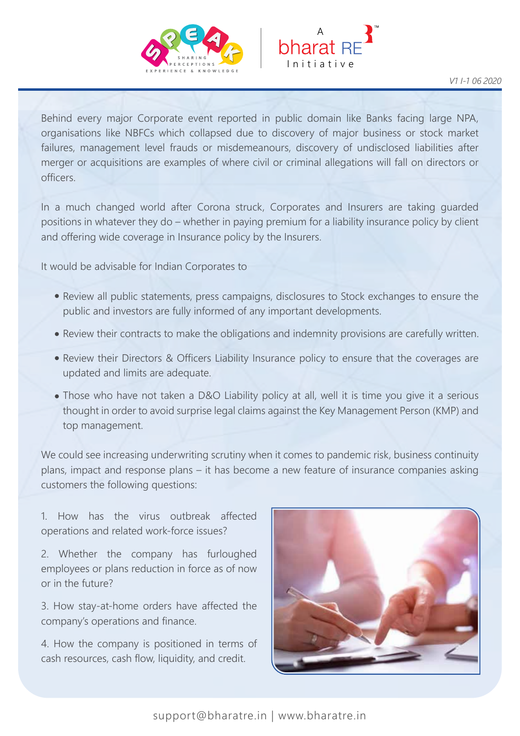Behind every major Corporate event reported in public domain like Banks facing large NPA, organisations like NBFCs which collapsed due to discovery of major business or stock market failures, management level frauds or misdemeanours, discovery of undisclosed liabilities after merger or acquisitions are examples of where civil or criminal allegations will fall on directors or officers.

In a much changed world after Corona struck, Corporates and Insurers are taking guarded positions in whatever they do – whether in paying premium for a liability insurance policy by client and offering wide coverage in Insurance policy by the Insurers.

It would be advisable for Indian Corporates to

- Review all public statements, press campaigns, disclosures to Stock exchanges to ensure the public and investors are fully informed of any important developments.
- Review their contracts to make the obligations and indemnity provisions are carefully written.
- Review their Directors & Officers Liability Insurance policy to ensure that the coverages are updated and limits are adequate.
- Those who have not taken a D&O Liability policy at all, well it is time you give it a serious thought in order to avoid surprise legal claims against the Key Management Person (KMP) and top management.

We could see increasing underwriting scrutiny when it comes to pandemic risk, business continuity plans, impact and response plans – it has become a new feature of insurance companies asking customers the following questions:

1. How has the virus outbreak affected operations and related work-force issues?

2. Whether the company has furloughed employees or plans reduction in force as of now or in the future?

3. How stay-at-home orders have affected the company's operations and finance.

4. How the company is positioned in terms of cash resources, cash flow, liquidity, and credit.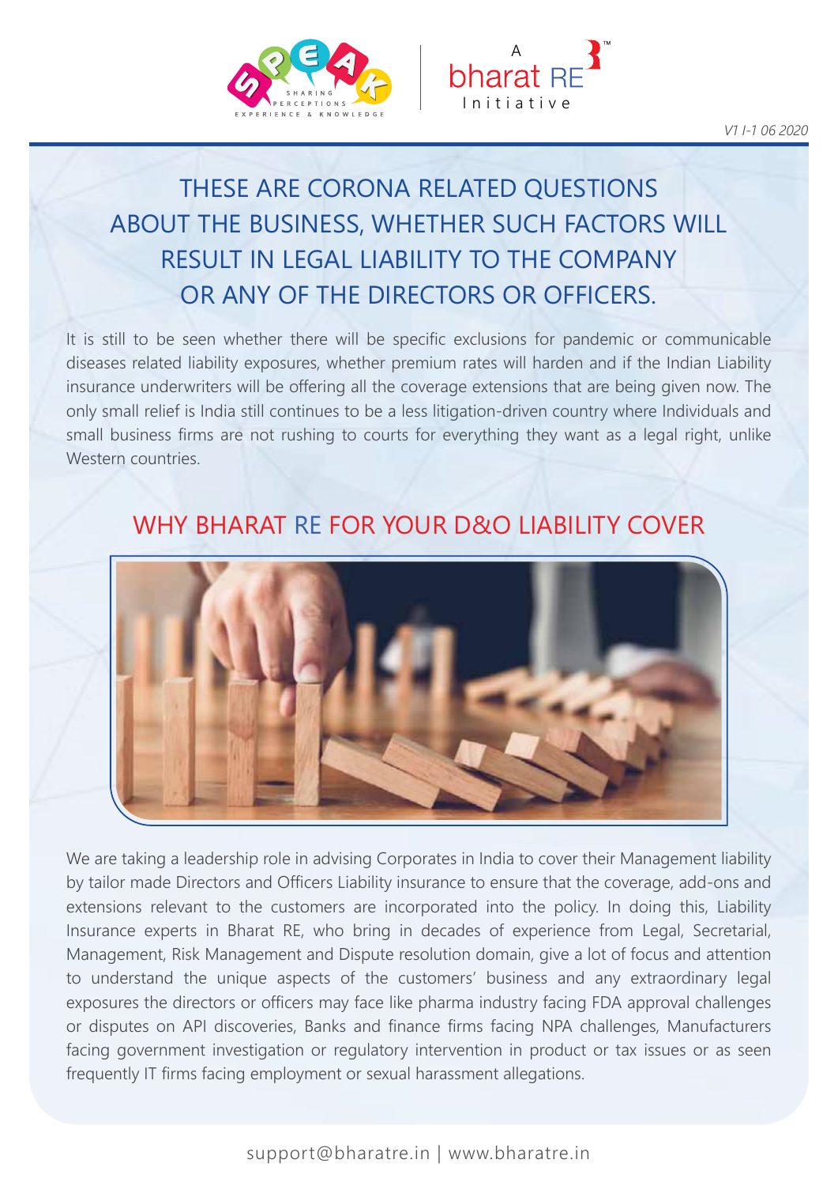# THESE ARE CORONA RELATED QUESTIONS ABOUT THE BUSINESS, WHETHER SUCH FACTORS WILL RESULT IN LEGAL LIABILITY TO THE COMPANY OR ANY OF THE DIRECTORS OR OFFICERS.

It is still to be seen whether there will be specific exclusions for pandemic or communicable diseases related liability exposures, whether premium rates will harden and if the Indian Liability insurance underwriters will be offering all the coverage extensions that are being given now. The only small relief is India still continues to be a less litigation-driven country where Individuals and small business firms are not rushing to courts for everything they want as a legal right, unlike Western countries.

## WHY BHARAT RE FOR YOUR D&O LIABILITY COVER

We are taking a leadership role in advising Corporates in India to cover their Management liability by tailor made Directors and Officers Liability insurance to ensure that the coverage, add-ons and extensions relevant to the customers are incorporated into the policy. In doing this, Liability Insurance experts in Bharat RE, who bring in decades of experience from Legal, Secretarial, Management, Risk Management and Dispute resolution domain, give a lot of focus and attention to understand the unique aspects of the customers' business and any extraordinary legal exposures the directors or officers may face like pharma industry facing FDA approval challenges or disputes on API discoveries, Banks and finance firms facing NPA challenges, Manufacturers facing government investigation or regulatory intervention in product or tax issues or as seen frequently IT firms facing employment or sexual harassment allegations.

support@bharatre.in | www.bharatre.in